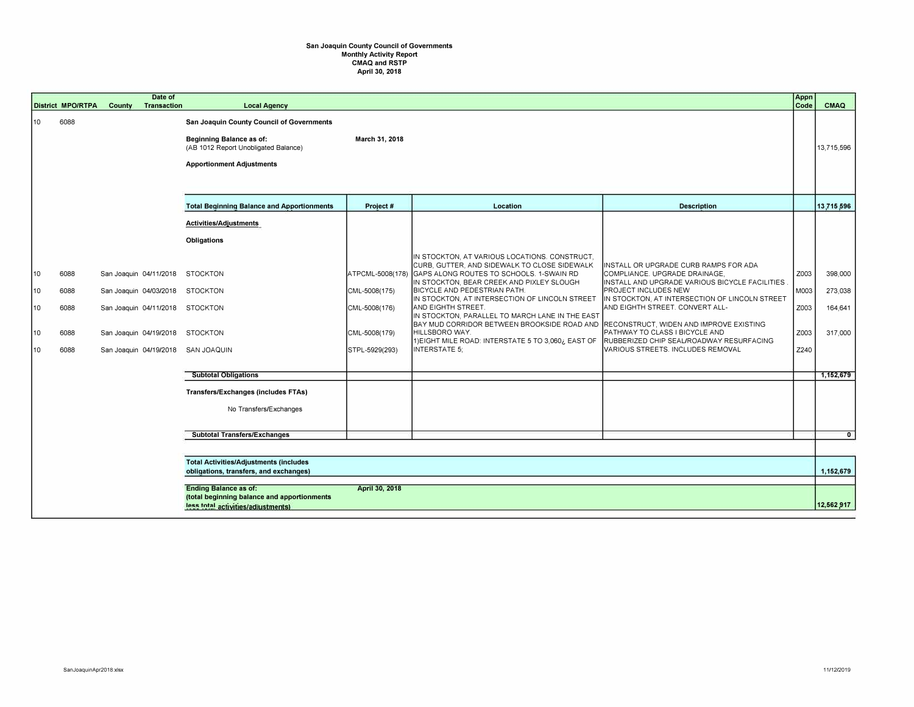# San Joaquin County Council of Governments
## Monthly Activity Report
## CMAQ and RSTP
## April 30, 2018

| District | MPO/RTPA | County | Date of Transaction | Local Agency | Project # | Location | Description | Appn Code | CMAQ |
|---|---|---|---|---|---|---|---|---|---|
| 10 | 6088 | | | **San Joaquin County Council of Governments** | | | | | |
| | | | | **Beginning Balance as of:** March 31, 2018 (AB 1012 Report Unobligated Balance) | | | | | 13,715,596 |
| | | | | **Apportionment Adjustments** | | | | | |
| | | | | **Total Beginning Balance and Apportionments** | **Project #** | **Location** | **Description** | | **13,715,596** |
| | | | | **Activities/Adjustments** | | | | | |
| | | | | **Obligations** | | | | | |
| 10 | 6088 | San Joaquin | 04/11/2018 | STOCKTON | ATPCML-5008(178) | IN STOCKTON, AT VARIOUS LOCATIONS. CONSTRUCT, CURB, GUTTER, AND SIDEWALK TO CLOSE SIDEWALK GAPS ALONG ROUTES TO SCHOOLS. 1-SWAIN RD | INSTALL OR UPGRADE CURB RAMPS FOR ADA COMPLIANCE. UPGRADE DRAINAGE, | Z003 | 398,000 |
| 10 | 6088 | San Joaquin | 04/03/2018 | STOCKTON | CML-5008(175) | IN STOCKTON, BEAR CREEK AND PIXLEY SLOUGH BICYCLE AND PEDESTRIAN PATH. | INSTALL AND UPGRADE VARIOUS BICYCLE FACILITIES . PROJECT INCLUDES NEW | M003 | 273,038 |
| 10 | 6088 | San Joaquin | 04/11/2018 | STOCKTON | CML-5008(176) | IN STOCKTON, AT INTERSECTION OF LINCOLN STREET AND EIGHTH STREET. | IN STOCKTON, AT INTERSECTION OF LINCOLN STREET AND EIGHTH STREET. CONVERT ALL- | Z003 | 164,641 |
| 10 | 6088 | San Joaquin | 04/19/2018 | STOCKTON | CML-5008(179) | IN STOCKTON, PARALLEL TO MARCH LANE IN THE EAST BAY MUD CORRIDOR BETWEEN BROOKSIDE ROAD AND HILLSBORO WAY. | RECONSTRUCT, WIDEN AND IMPROVE EXISTING PATHWAY TO CLASS I BICYCLE AND | Z003 | 317,000 |
| 10 | 6088 | San Joaquin | 04/19/2018 | SAN JOAQUIN | STPL-5929(293) | 1)EIGHT MILE ROAD: INTERSTATE 5 TO 3,060¿ EAST OF INTERSTATE 5; | RUBBERIZED CHIP SEAL/ROADWAY RESURFACING VARIOUS STREETS. INCLUDES REMOVAL | Z240 | |
| | | | | **Subtotal Obligations** | | | | | **1,152,679** |
| | | | | **Transfers/Exchanges (includes FTAs)** | | | | | |
| | | | | No Transfers/Exchanges | | | | | |
| | | | | **Subtotal Transfers/Exchanges** | | | | | **0** |
| | | | | **Total Activities/Adjustments (includes obligations, transfers, and exchanges)** | | | | | **1,152,679** |
| | | | | **Ending Balance as of:** April 30, 2018 **(total beginning balance and apportionments less total activities/adjustments)** | | | | | **12,562,917** |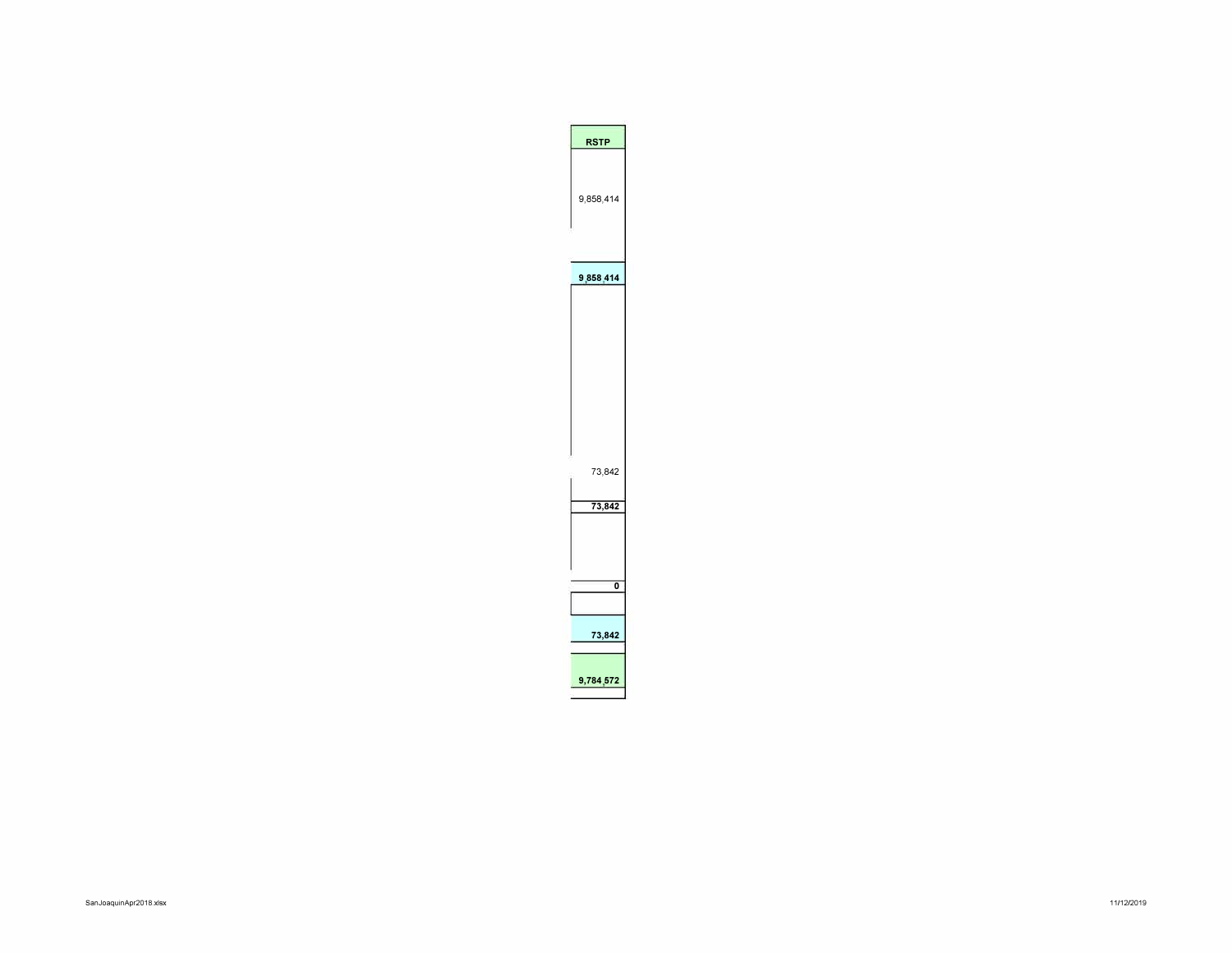| RSTP |
| --- |
| 9,858,414 |
| **9,858,414** |
| 73,842 |
| **73,842** |
| **0** |
| **73,842** |
| **9,784,572** |

SanJoaquinApr2018.xlsx

11/12/2019